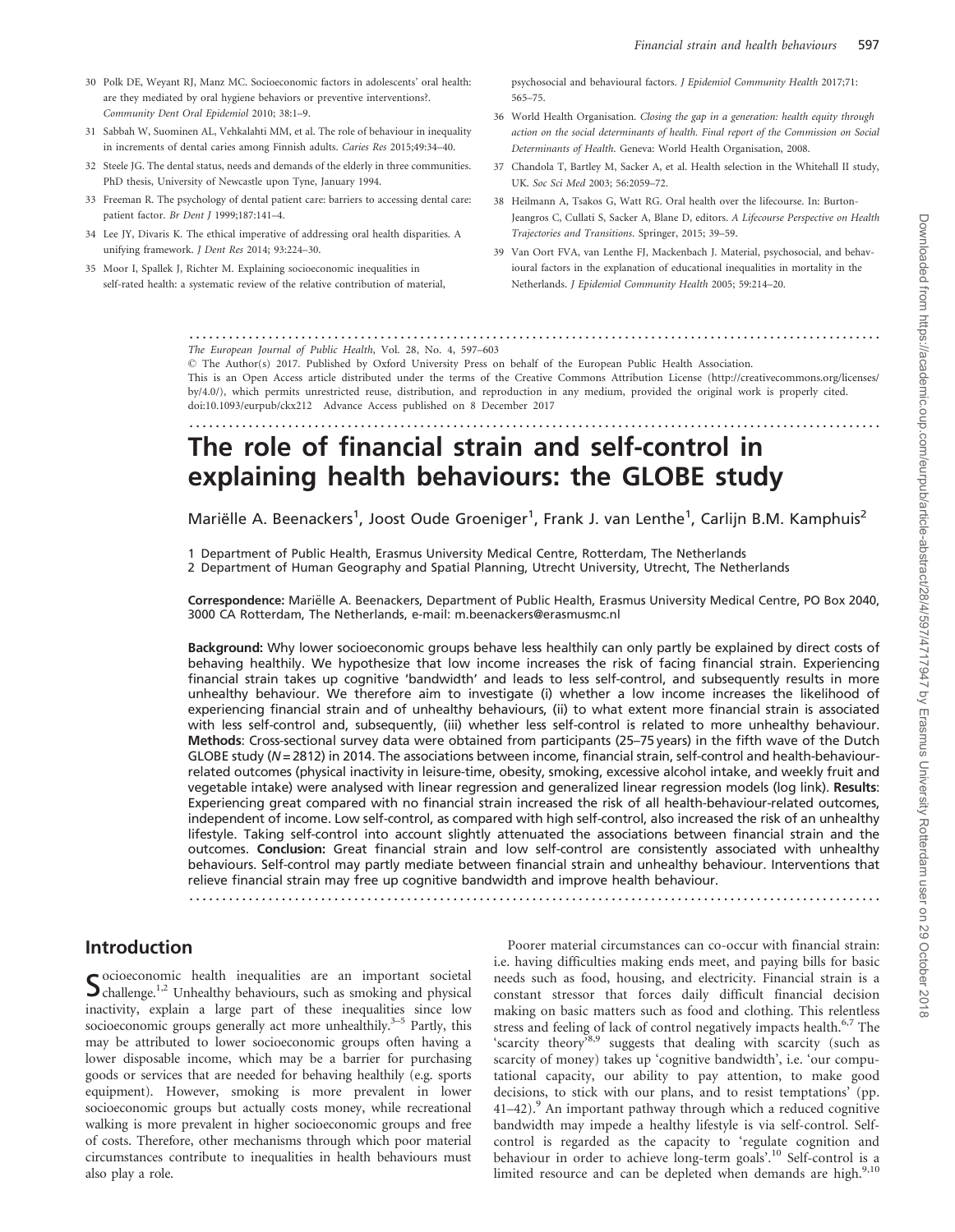30 Polk DE, Weyant RJ, Manz MC. Socioeconomic factors in adolescents' oral health: are they mediated by oral hygiene behaviors or preventive interventions?. *Community Dent Oral Epidemiol* 2010; 38:1–9.

31 Sabbah W, Suominen AL, Vehkalahti MM, et al. The role of behaviour in inequality in increments of dental caries among Finnish adults. *Caries Res* 2015;49:34–40.

32 Steele JG. The dental status, needs and demands of the elderly in three communities. PhD thesis, University of Newcastle upon Tyne, January 1994.

33 Freeman R. The psychology of dental patient care: barriers to accessing dental care: patient factor. *Br Dent J* 1999;187:141–4.

34 Lee JY, Divaris K. The ethical imperative of addressing oral health disparities. A unifying framework. *J Dent Res* 2014; 93:224–30.

35 Moor I, Spallek J, Richter M. Explaining socioeconomic inequalities in self-rated health: a systematic review of the relative contribution of material, psychosocial and behavioural factors. *J Epidemiol Community Health* 2017;71: 565–75.

36 World Health Organisation. *Closing the gap in a generation: health equity through action on the social determinants of health. Final report of the Commission on Social Determinants of Health*. Geneva: World Health Organisation, 2008.

37 Chandola T, Bartley M, Sacker A, et al. Health selection in the Whitehall II study, UK. *Soc Sci Med* 2003; 56:2059–72.

38 Heilmann A, Tsakos G, Watt RG. Oral health over the lifecourse. In: Burton-Jeangros C, Cullati S, Sacker A, Blane D, editors. *A Lifecourse Perspective on Health Trajectories and Transitions*. Springer, 2015; 39–59.

39 Van Oort FVA, van Lenthe FJ, Mackenbach J. Material, psychosocial, and behavioural factors in the explanation of educational inequalities in mortality in the Netherlands. *J Epidemiol Community Health* 2005; 59:214–20.

---

*The European Journal of Public Health*, Vol. 28, No. 4, 597–603

© The Author(s) 2017. Published by Oxford University Press on behalf of the European Public Health Association.
This is an Open Access article distributed under the terms of the Creative Commons Attribution License (http://creativecommons.org/licenses/by/4.0/), which permits unrestricted reuse, distribution, and reproduction in any medium, provided the original work is properly cited.
doi:10.1093/eurpub/ckx212 Advance Access published on 8 December 2017

---

# The role of financial strain and self-control in explaining health behaviours: the GLOBE study

Mariëlle A. Beenackers[1], Joost Oude Groeniger[1], Frank J. van Lenthe[1], Carlijn B.M. Kamphuis[2]

1 Department of Public Health, Erasmus University Medical Centre, Rotterdam, The Netherlands
2 Department of Human Geography and Spatial Planning, Utrecht University, Utrecht, The Netherlands

**Correspondence:** Mariëlle A. Beenackers, Department of Public Health, Erasmus University Medical Centre, PO Box 2040, 3000 CA Rotterdam, The Netherlands, e-mail: m.beenackers@erasmusmc.nl

**Background:** Why lower socioeconomic groups behave less healthily can only partly be explained by direct costs of behaving healthily. We hypothesize that low income increases the risk of facing financial strain. Experiencing financial strain takes up cognitive 'bandwidth' and leads to less self-control, and subsequently results in more unhealthy behaviour. We therefore aim to investigate (i) whether a low income increases the likelihood of experiencing financial strain and of unhealthy behaviours, (ii) to what extent more financial strain is associated with less self-control and, subsequently, (iii) whether less self-control is related to more unhealthy behaviour. **Methods**: Cross-sectional survey data were obtained from participants (25–75 years) in the fifth wave of the Dutch GLOBE study (*N* = 2812) in 2014. The associations between income, financial strain, self-control and health-behaviour-related outcomes (physical inactivity in leisure-time, obesity, smoking, excessive alcohol intake, and weekly fruit and vegetable intake) were analysed with linear regression and generalized linear regression models (log link). **Results**: Experiencing great compared with no financial strain increased the risk of all health-behaviour-related outcomes, independent of income. Low self-control, as compared with high self-control, also increased the risk of an unhealthy lifestyle. Taking self-control into account slightly attenuated the associations between financial strain and the outcomes. **Conclusion:** Great financial strain and low self-control are consistently associated with unhealthy behaviours. Self-control may partly mediate between financial strain and unhealthy behaviour. Interventions that relieve financial strain may free up cognitive bandwidth and improve health behaviour.

---

## Introduction

Socioeconomic health inequalities are an important societal challenge.[1,2] Unhealthy behaviours, such as smoking and physical inactivity, explain a large part of these inequalities since low socioeconomic groups generally act more unhealthily.[3–5] Partly, this may be attributed to lower socioeconomic groups often having a lower disposable income, which may be a barrier for purchasing goods or services that are needed for behaving healthily (e.g. sports equipment). However, smoking is more prevalent in lower socioeconomic groups but actually costs money, while recreational walking is more prevalent in higher socioeconomic groups and free of costs. Therefore, other mechanisms through which poor material circumstances contribute to inequalities in health behaviours must also play a role.

Poorer material circumstances can co-occur with financial strain: i.e. having difficulties making ends meet, and paying bills for basic needs such as food, housing, and electricity. Financial strain is a constant stressor that forces daily difficult financial decision making on basic matters such as food and clothing. This relentless stress and feeling of lack of control negatively impacts health.[6,7] The 'scarcity theory'[8,9] suggests that dealing with scarcity (such as scarcity of money) takes up 'cognitive bandwidth', i.e. 'our computational capacity, our ability to pay attention, to make good decisions, to stick with our plans, and to resist temptations' (pp. 41–42).[9] An important pathway through which a reduced cognitive bandwidth may impede a healthy lifestyle is via self-control. Self-control is regarded as the capacity to 'regulate cognition and behaviour in order to achieve long-term goals'.[10] Self-control is a limited resource and can be depleted when demands are high.[9,10]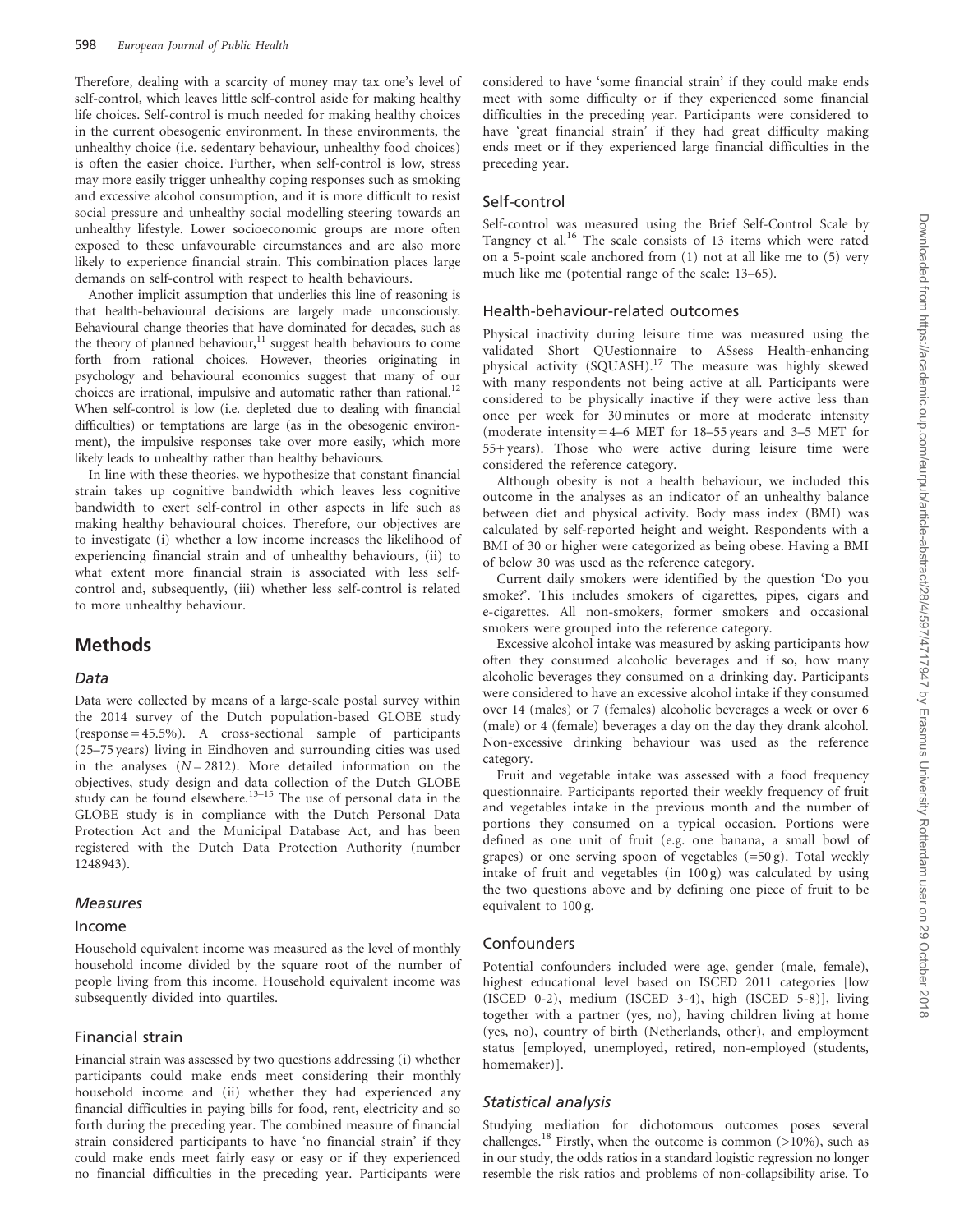Therefore, dealing with a scarcity of money may tax one's level of self-control, which leaves little self-control aside for making healthy life choices. Self-control is much needed for making healthy choices in the current obesogenic environment. In these environments, the unhealthy choice (i.e. sedentary behaviour, unhealthy food choices) is often the easier choice. Further, when self-control is low, stress may more easily trigger unhealthy coping responses such as smoking and excessive alcohol consumption, and it is more difficult to resist social pressure and unhealthy social modelling steering towards an unhealthy lifestyle. Lower socioeconomic groups are more often exposed to these unfavourable circumstances and are also more likely to experience financial strain. This combination places large demands on self-control with respect to health behaviours.

Another implicit assumption that underlies this line of reasoning is that health-behavioural decisions are largely made unconsciously. Behavioural change theories that have dominated for decades, such as the theory of planned behaviour,[11] suggest health behaviours to come forth from rational choices. However, theories originating in psychology and behavioural economics suggest that many of our choices are irrational, impulsive and automatic rather than rational.[12] When self-control is low (i.e. depleted due to dealing with financial difficulties) or temptations are large (as in the obesogenic environment), the impulsive responses take over more easily, which more likely leads to unhealthy rather than healthy behaviours.

In line with these theories, we hypothesize that constant financial strain takes up cognitive bandwidth which leaves less cognitive bandwidth to exert self-control in other aspects in life such as making healthy behavioural choices. Therefore, our objectives are to investigate (i) whether a low income increases the likelihood of experiencing financial strain and of unhealthy behaviours, (ii) to what extent more financial strain is associated with less self-control and, subsequently, (iii) whether less self-control is related to more unhealthy behaviour.

# Methods

## *Data*

Data were collected by means of a large-scale postal survey within the 2014 survey of the Dutch population-based GLOBE study (response = 45.5%). A cross-sectional sample of participants (25–75 years) living in Eindhoven and surrounding cities was used in the analyses ($N = 2812$). More detailed information on the objectives, study design and data collection of the Dutch GLOBE study can be found elsewhere.[13–15] The use of personal data in the GLOBE study is in compliance with the Dutch Personal Data Protection Act and the Municipal Database Act, and has been registered with the Dutch Data Protection Authority (number 1248943).

## *Measures*

### Income

Household equivalent income was measured as the level of monthly household income divided by the square root of the number of people living from this income. Household equivalent income was subsequently divided into quartiles.

### Financial strain

Financial strain was assessed by two questions addressing (i) whether participants could make ends meet considering their monthly household income and (ii) whether they had experienced any financial difficulties in paying bills for food, rent, electricity and so forth during the preceding year. The combined measure of financial strain considered participants to have 'no financial strain' if they could make ends meet fairly easy or easy or if they experienced no financial difficulties in the preceding year. Participants were considered to have 'some financial strain' if they could make ends meet with some difficulty or if they experienced some financial difficulties in the preceding year. Participants were considered to have 'great financial strain' if they had great difficulty making ends meet or if they experienced large financial difficulties in the preceding year.

### Self-control

Self-control was measured using the Brief Self-Control Scale by Tangney et al.[16] The scale consists of 13 items which were rated on a 5-point scale anchored from (1) not at all like me to (5) very much like me (potential range of the scale: 13–65).

### Health-behaviour-related outcomes

Physical inactivity during leisure time was measured using the validated Short QUestionnaire to ASsess Health-enhancing physical activity (SQUASH).[17] The measure was highly skewed with many respondents not being active at all. Participants were considered to be physically inactive if they were active less than once per week for 30 minutes or more at moderate intensity (moderate intensity = 4–6 MET for 18–55 years and 3–5 MET for 55+ years). Those who were active during leisure time were considered the reference category.

Although obesity is not a health behaviour, we included this outcome in the analyses as an indicator of an unhealthy balance between diet and physical activity. Body mass index (BMI) was calculated by self-reported height and weight. Respondents with a BMI of 30 or higher were categorized as being obese. Having a BMI of below 30 was used as the reference category.

Current daily smokers were identified by the question 'Do you smoke?'. This includes smokers of cigarettes, pipes, cigars and e-cigarettes. All non-smokers, former smokers and occasional smokers were grouped into the reference category.

Excessive alcohol intake was measured by asking participants how often they consumed alcoholic beverages and if so, how many alcoholic beverages they consumed on a drinking day. Participants were considered to have an excessive alcohol intake if they consumed over 14 (males) or 7 (females) alcoholic beverages a week or over 6 (male) or 4 (female) beverages a day on the day they drank alcohol. Non-excessive drinking behaviour was used as the reference category.

Fruit and vegetable intake was assessed with a food frequency questionnaire. Participants reported their weekly frequency of fruit and vegetables intake in the previous month and the number of portions they consumed on a typical occasion. Portions were defined as one unit of fruit (e.g. one banana, a small bowl of grapes) or one serving spoon of vegetables (=50 g). Total weekly intake of fruit and vegetables (in 100 g) was calculated by using the two questions above and by defining one piece of fruit to be equivalent to 100 g.

### Confounders

Potential confounders included were age, gender (male, female), highest educational level based on ISCED 2011 categories [low (ISCED 0-2), medium (ISCED 3-4), high (ISCED 5-8)], living together with a partner (yes, no), having children living at home (yes, no), country of birth (Netherlands, other), and employment status [employed, unemployed, retired, non-employed (students, homemaker)].

## *Statistical analysis*

Studying mediation for dichotomous outcomes poses several challenges.[18] Firstly, when the outcome is common (>10%), such as in our study, the odds ratios in a standard logistic regression no longer resemble the risk ratios and problems of non-collapsibility arise. To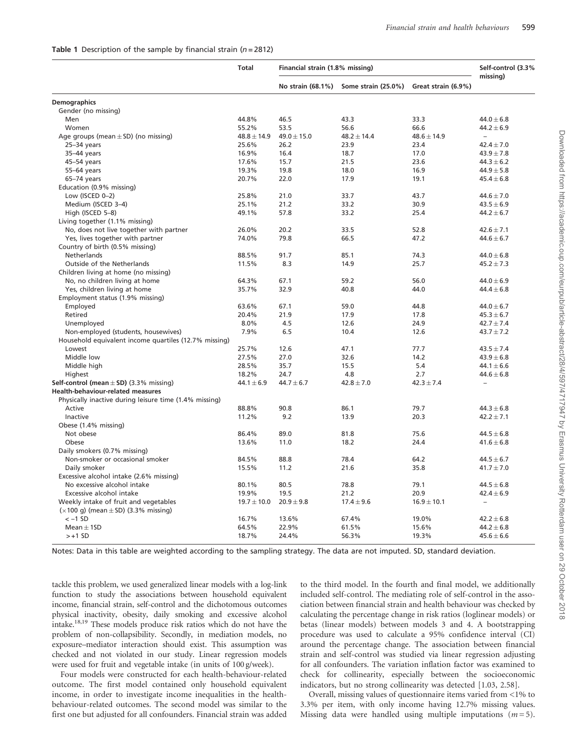**Table 1** Description of the sample by financial strain ($n = 2812$)

| | Total | Financial strain (1.8% missing) | | | Self-control (3.3% missing) |
|---|---|---|---|---|---|
| | | No strain (68.1%) | Some strain (25.0%) | Great strain (6.9%) | |
| **Demographics** | | | | | |
| Gender (no missing) | | | | | |
| Men | 44.8% | 46.5 | 43.3 | 33.3 | 44.0 ± 6.8 |
| Women | 55.2% | 53.5 | 56.6 | 66.6 | 44.2 ± 6.9 |
| Age groups (mean ± SD) (no missing) | 48.8 ± 14.9 | 49.0 ± 15.0 | 48.2 ± 14.4 | 48.6 ± 14.9 | – |
| 25–34 years | 25.6% | 26.2 | 23.9 | 23.4 | 42.4 ± 7.0 |
| 35–44 years | 16.9% | 16.4 | 18.7 | 17.0 | 43.9 ± 7.8 |
| 45–54 years | 17.6% | 15.7 | 21.5 | 23.6 | 44.3 ± 6.2 |
| 55–64 years | 19.3% | 19.8 | 18.0 | 16.9 | 44.9 ± 5.8 |
| 65–74 years | 20.7% | 22.0 | 17.9 | 19.1 | 45.4 ± 6.8 |
| Education (0.9% missing) | | | | | |
| Low (ISCED 0–2) | 25.8% | 21.0 | 33.7 | 43.7 | 44.6 ± 7.0 |
| Medium (ISCED 3–4) | 25.1% | 21.2 | 33.2 | 30.9 | 43.5 ± 6.9 |
| High (ISCED 5–8) | 49.1% | 57.8 | 33.2 | 25.4 | 44.2 ± 6.7 |
| Living together (1.1% missing) | | | | | |
| No, does not live together with partner | 26.0% | 20.2 | 33.5 | 52.8 | 42.6 ± 7.1 |
| Yes, lives together with partner | 74.0% | 79.8 | 66.5 | 47.2 | 44.6 ± 6.7 |
| Country of birth (0.5% missing) | | | | | |
| Netherlands | 88.5% | 91.7 | 85.1 | 74.3 | 44.0 ± 6.8 |
| Outside of the Netherlands | 11.5% | 8.3 | 14.9 | 25.7 | 45.2 ± 7.3 |
| Children living at home (no missing) | | | | | |
| No, no children living at home | 64.3% | 67.1 | 59.2 | 56.0 | 44.0 ± 6.9 |
| Yes, children living at home | 35.7% | 32.9 | 40.8 | 44.0 | 44.4 ± 6.8 |
| Employment status (1.9% missing) | | | | | |
| Employed | 63.6% | 67.1 | 59.0 | 44.8 | 44.0 ± 6.7 |
| Retired | 20.4% | 21.9 | 17.9 | 17.8 | 45.3 ± 6.7 |
| Unemployed | 8.0% | 4.5 | 12.6 | 24.9 | 42.7 ± 7.4 |
| Non-employed (students, housewives) | 7.9% | 6.5 | 10.4 | 12.6 | 43.7 ± 7.2 |
| Household equivalent income quartiles (12.7% missing) | | | | | |
| Lowest | 25.7% | 12.6 | 47.1 | 77.7 | 43.5 ± 7.4 |
| Middle low | 27.5% | 27.0 | 32.6 | 14.2 | 43.9 ± 6.8 |
| Middle high | 28.5% | 35.7 | 15.5 | 5.4 | 44.1 ± 6.6 |
| Highest | 18.2% | 24.7 | 4.8 | 2.7 | 44.6 ± 6.8 |
| **Self-control (mean ± SD)** (3.3% missing) | 44.1 ± 6.9 | 44.7 ± 6.7 | 42.8 ± 7.0 | 42.3 ± 7.4 | – |
| **Health-behaviour-related measures** | | | | | |
| Physically inactive during leisure time (1.4% missing) | | | | | |
| Active | 88.8% | 90.8 | 86.1 | 79.7 | 44.3 ± 6.8 |
| Inactive | 11.2% | 9.2 | 13.9 | 20.3 | 42.2 ± 7.1 |
| Obese (1.4% missing) | | | | | |
| Not obese | 86.4% | 89.0 | 81.8 | 75.6 | 44.5 ± 6.8 |
| Obese | 13.6% | 11.0 | 18.2 | 24.4 | 41.6 ± 6.8 |
| Daily smokers (0.7% missing) | | | | | |
| Non-smoker or occasional smoker | 84.5% | 88.8 | 78.4 | 64.2 | 44.5 ± 6.7 |
| Daily smoker | 15.5% | 11.2 | 21.6 | 35.8 | 41.7 ± 7.0 |
| Excessive alcohol intake (2.6% missing) | | | | | |
| No excessive alcohol intake | 80.1% | 80.5 | 78.8 | 79.1 | 44.5 ± 6.8 |
| Excessive alcohol intake | 19.9% | 19.5 | 21.2 | 20.9 | 42.4 ± 6.9 |
| Weekly intake of fruit and vegetables (×100 g) (mean ± SD) (3.3% missing) | 19.7 ± 10.0 | 20.9 ± 9.8 | 17.4 ± 9.6 | 16.9 ± 10.1 | – |
| < −1 SD | 16.7% | 13.6% | 67.4% | 19.0% | 42.2 ± 6.8 |
| Mean ± 1SD | 64.5% | 22.9% | 61.5% | 15.6% | 44.2 ± 6.8 |
| > +1 SD | 18.7% | 24.4% | 56.3% | 19.3% | 45.6 ± 6.6 |

Notes: Data in this table are weighted according to the sampling strategy. The data are not imputed. SD, standard deviation.

tackle this problem, we used generalized linear models with a log-link function to study the associations between household equivalent income, financial strain, self-control and the dichotomous outcomes physical inactivity, obesity, daily smoking and excessive alcohol intake.[18,19] These models produce risk ratios which do not have the problem of non-collapsibility. Secondly, in mediation models, no exposure–mediator interaction should exist. This assumption was checked and not violated in our study. Linear regression models were used for fruit and vegetable intake (in units of 100 g/week).

Four models were constructed for each health-behaviour-related outcome. The first model contained only household equivalent income, in order to investigate income inequalities in the health-behaviour-related outcomes. The second model was similar to the first one but adjusted for all confounders. Financial strain was added to the third model. In the fourth and final model, we additionally included self-control. The mediating role of self-control in the association between financial strain and health behaviour was checked by calculating the percentage change in risk ratios (loglinear models) or betas (linear models) between models 3 and 4. A bootstrapping procedure was used to calculate a 95% confidence interval (CI) around the percentage change. The association between financial strain and self-control was studied via linear regression adjusting for all confounders. The variation inflation factor was examined to check for collinearity, especially between the socioeconomic indicators, but no strong collinearity was detected [1.03, 2.58].

Overall, missing values of questionnaire items varied from <1% to 3.3% per item, with only income having 12.7% missing values. Missing data were handled using multiple imputations ($m = 5$).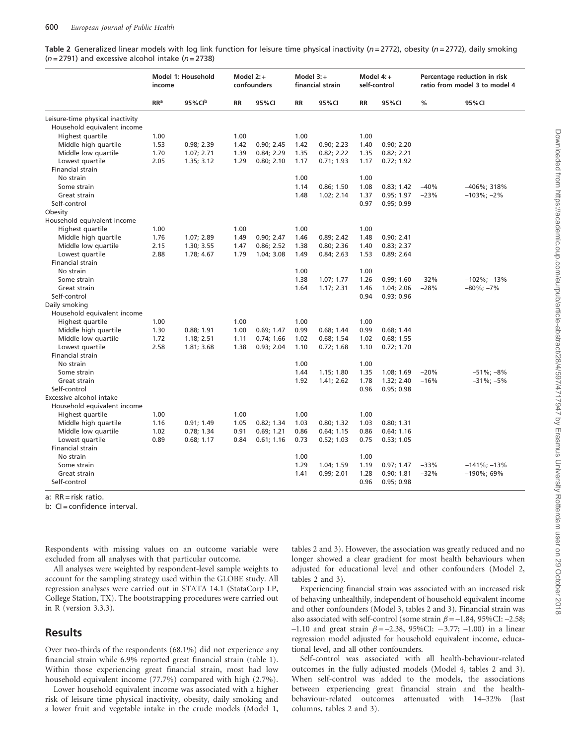**Table 2** Generalized linear models with log link function for leisure time physical inactivity ($n = 2772$), obesity ($n = 2772$), daily smoking ($n = 2791$) and excessive alcohol intake ($n = 2738$)

| | Model 1: Household income | | Model 2: + confounders | | Model 3: + financial strain | | Model 4: + self-control | | Percentage reduction in risk ratio from model 3 to model 4 | |
|---|---|---|---|---|---|---|---|---|---|---|
| | RR[a] | 95%CI[b] | RR | 95%CI | RR | 95%CI | RR | 95%CI | % | 95%CI |
| Leisure-time physical inactivity | | | | | | | | | | |
| Household equivalent income | | | | | | | | | | |
| Highest quartile | 1.00 | | 1.00 | | 1.00 | | 1.00 | | | |
| Middle high quartile | 1.53 | 0.98; 2.39 | 1.42 | 0.90; 2.45 | 1.42 | 0.90; 2.23 | 1.40 | 0.90; 2.20 | | |
| Middle low quartile | 1.70 | 1.07; 2.71 | 1.39 | 0.84; 2.29 | 1.35 | 0.82; 2.22 | 1.35 | 0.82; 2.21 | | |
| Lowest quartile | 2.05 | 1.35; 3.12 | 1.29 | 0.80; 2.10 | 1.17 | 0.71; 1.93 | 1.17 | 0.72; 1.92 | | |
| Financial strain | | | | | | | | | | |
| No strain | | | | | 1.00 | | 1.00 | | | |
| Some strain | | | | | 1.14 | 0.86; 1.50 | 1.08 | 0.83; 1.42 | −40% | −406%; 318% |
| Great strain | | | | | 1.48 | 1.02; 2.14 | 1.37 | 0.95; 1.97 | −23% | −103%; −2% |
| Self-control | | | | | | | 0.97 | 0.95; 0.99 | | |
| Obesity | | | | | | | | | | |
| Household equivalent income | | | | | | | | | | |
| Highest quartile | 1.00 | | 1.00 | | 1.00 | | 1.00 | | | |
| Middle high quartile | 1.76 | 1.07; 2.89 | 1.49 | 0.90; 2.47 | 1.46 | 0.89; 2.42 | 1.48 | 0.90; 2.41 | | |
| Middle low quartile | 2.15 | 1.30; 3.55 | 1.47 | 0.86; 2.52 | 1.38 | 0.80; 2.36 | 1.40 | 0.83; 2.37 | | |
| Lowest quartile | 2.88 | 1.78; 4.67 | 1.79 | 1.04; 3.08 | 1.49 | 0.84; 2.63 | 1.53 | 0.89; 2.64 | | |
| Financial strain | | | | | | | | | | |
| No strain | | | | | 1.00 | | 1.00 | | | |
| Some strain | | | | | 1.38 | 1.07; 1.77 | 1.26 | 0.99; 1.60 | −32% | −102%; −13% |
| Great strain | | | | | 1.64 | 1.17; 2.31 | 1.46 | 1.04; 2.06 | −28% | −80%; −7% |
| Self-control | | | | | | | 0.94 | 0.93; 0.96 | | |
| Daily smoking | | | | | | | | | | |
| Household equivalent income | | | | | | | | | | |
| Highest quartile | 1.00 | | 1.00 | | 1.00 | | 1.00 | | | |
| Middle high quartile | 1.30 | 0.88; 1.91 | 1.00 | 0.69; 1.47 | 0.99 | 0.68; 1.44 | 0.99 | 0.68; 1.44 | | |
| Middle low quartile | 1.72 | 1.18; 2.51 | 1.11 | 0.74; 1.66 | 1.02 | 0.68; 1.54 | 1.02 | 0.68; 1.55 | | |
| Lowest quartile | 2.58 | 1.81; 3.68 | 1.38 | 0.93; 2.04 | 1.10 | 0.72; 1.68 | 1.10 | 0.72; 1.70 | | |
| Financial strain | | | | | | | | | | |
| No strain | | | | | 1.00 | | 1.00 | | | |
| Some strain | | | | | 1.44 | 1.15; 1.80 | 1.35 | 1.08; 1.69 | −20% | −51%; −8% |
| Great strain | | | | | 1.92 | 1.41; 2.62 | 1.78 | 1.32; 2.40 | −16% | −31%; −5% |
| Self-control | | | | | | | 0.96 | 0.95; 0.98 | | |
| Excessive alcohol intake | | | | | | | | | | |
| Household equivalent income | | | | | | | | | | |
| Highest quartile | 1.00 | | 1.00 | | 1.00 | | 1.00 | | | |
| Middle high quartile | 1.16 | 0.91; 1.49 | 1.05 | 0.82; 1.34 | 1.03 | 0.80; 1.32 | 1.03 | 0.80; 1.31 | | |
| Middle low quartile | 1.02 | 0.78; 1.34 | 0.91 | 0.69; 1.21 | 0.86 | 0.64; 1.15 | 0.86 | 0.64; 1.16 | | |
| Lowest quartile | 0.89 | 0.68; 1.17 | 0.84 | 0.61; 1.16 | 0.73 | 0.52; 1.03 | 0.75 | 0.53; 1.05 | | |
| Financial strain | | | | | | | | | | |
| No strain | | | | | 1.00 | | 1.00 | | | |
| Some strain | | | | | 1.29 | 1.04; 1.59 | 1.19 | 0.97; 1.47 | −33% | −141%; −13% |
| Great strain | | | | | 1.41 | 0.99; 2.01 | 1.28 | 0.90; 1.81 | −32% | −190%; 69% |
| Self-control | | | | | | | 0.96 | 0.95; 0.98 | | |

a: RR = risk ratio.

b: CI = confidence interval.

Respondents with missing values on an outcome variable were excluded from all analyses with that particular outcome.

All analyses were weighted by respondent-level sample weights to account for the sampling strategy used within the GLOBE study. All regression analyses were carried out in STATA 14.1 (StataCorp LP, College Station, TX). The bootstrapping procedures were carried out in R (version 3.3.3).

## Results

Over two-thirds of the respondents (68.1%) did not experience any financial strain while 6.9% reported great financial strain (table 1). Within those experiencing great financial strain, most had low household equivalent income (77.7%) compared with high (2.7%).

Lower household equivalent income was associated with a higher risk of leisure time physical inactivity, obesity, daily smoking and a lower fruit and vegetable intake in the crude models (Model 1, tables 2 and 3). However, the association was greatly reduced and no longer showed a clear gradient for most health behaviours when adjusted for educational level and other confounders (Model 2, tables 2 and 3).

Experiencing financial strain was associated with an increased risk of behaving unhealthily, independent of household equivalent income and other confounders (Model 3, tables 2 and 3). Financial strain was also associated with self-control (some strain $\beta = -1.84$, 95%CI: –2.58; –1.10 and great strain $\beta = -2.38$, 95%CI: $-3.77$; –1.00) in a linear regression model adjusted for household equivalent income, educational level, and all other confounders.

Self-control was associated with all health-behaviour-related outcomes in the fully adjusted models (Model 4, tables 2 and 3). When self-control was added to the models, the associations between experiencing great financial strain and the health-behaviour-related outcomes attenuated with 14–32% (last columns, tables 2 and 3).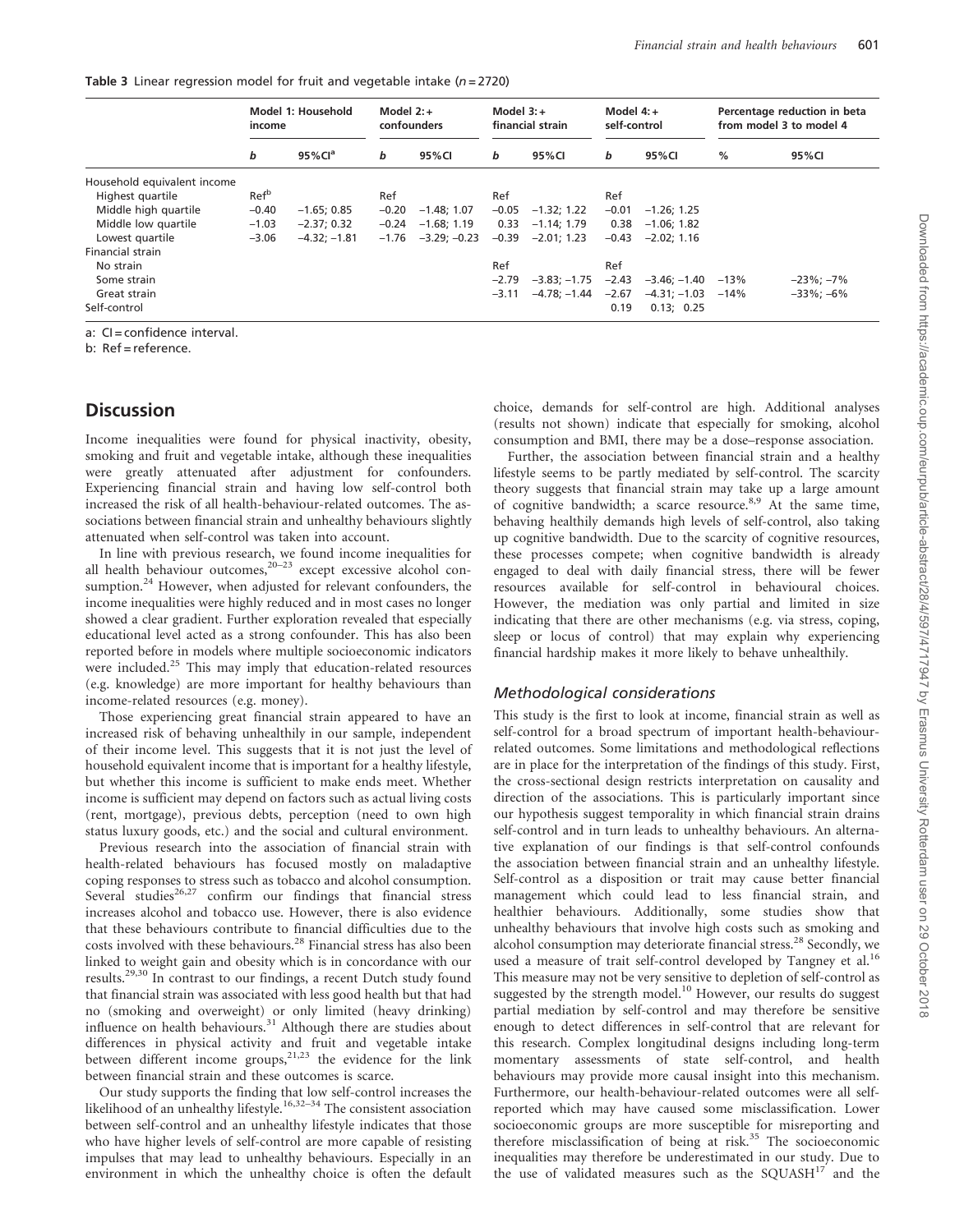**Table 3** Linear regression model for fruit and vegetable intake ($n = 2720$)

| | Model 1: Household income | | Model 2: + confounders | | Model 3: + financial strain | | Model 4: + self-control | | Percentage reduction in beta from model 3 to model 4 | |
|---|---|---|---|---|---|---|---|---|---|---|
| | *b* | 95%CI[a] | *b* | 95%CI | *b* | 95%CI | *b* | 95%CI | % | 95%CI |
| Household equivalent income | | | | | | | | | | |
| Highest quartile | Ref[b] | | Ref | | Ref | | Ref | | | |
| Middle high quartile | −0.40 | −1.65; 0.85 | −0.20 | −1.48; 1.07 | −0.05 | −1.32; 1.22 | −0.01 | −1.26; 1.25 | | |
| Middle low quartile | −1.03 | −2.37; 0.32 | −0.24 | −1.68; 1.19 | 0.33 | −1.14; 1.79 | 0.38 | −1.06; 1.82 | | |
| Lowest quartile | −3.06 | −4.32; −1.81 | −1.76 | −3.29; −0.23 | −0.39 | −2.01; 1.23 | −0.43 | −2.02; 1.16 | | |
| Financial strain | | | | | | | | | | |
| No strain | | | | | Ref | | Ref | | | |
| Some strain | | | | | −2.79 | −3.83; −1.75 | −2.43 | −3.46; −1.40 | −13% | −23%; −7% |
| Great strain | | | | | −3.11 | −4.78; −1.44 | −2.67 | −4.31; −1.03 | −14% | −33%; −6% |
| Self-control | | | | | | | 0.19 | 0.13; 0.25 | | |

a: CI = confidence interval.

b: Ref = reference.

## Discussion

Income inequalities were found for physical inactivity, obesity, smoking and fruit and vegetable intake, although these inequalities were greatly attenuated after adjustment for confounders. Experiencing financial strain and having low self-control both increased the risk of all health-behaviour-related outcomes. The associations between financial strain and unhealthy behaviours slightly attenuated when self-control was taken into account.

In line with previous research, we found income inequalities for all health behaviour outcomes,[20–23] except excessive alcohol consumption.[24] However, when adjusted for relevant confounders, the income inequalities were highly reduced and in most cases no longer showed a clear gradient. Further exploration revealed that especially educational level acted as a strong confounder. This has also been reported before in models where multiple socioeconomic indicators were included.[25] This may imply that education-related resources (e.g. knowledge) are more important for healthy behaviours than income-related resources (e.g. money).

Those experiencing great financial strain appeared to have an increased risk of behaving unhealthily in our sample, independent of their income level. This suggests that it is not just the level of household equivalent income that is important for a healthy lifestyle, but whether this income is sufficient to make ends meet. Whether income is sufficient may depend on factors such as actual living costs (rent, mortgage), previous debts, perception (need to own high status luxury goods, etc.) and the social and cultural environment.

Previous research into the association of financial strain with health-related behaviours has focused mostly on maladaptive coping responses to stress such as tobacco and alcohol consumption. Several studies[26,27] confirm our findings that financial stress increases alcohol and tobacco use. However, there is also evidence that these behaviours contribute to financial difficulties due to the costs involved with these behaviours.[28] Financial stress has also been linked to weight gain and obesity which is in concordance with our results.[29,30] In contrast to our findings, a recent Dutch study found that financial strain was associated with less good health but that had no (smoking and overweight) or only limited (heavy drinking) influence on health behaviours.[31] Although there are studies about differences in physical activity and fruit and vegetable intake between different income groups,[21,23] the evidence for the link between financial strain and these outcomes is scarce.

Our study supports the finding that low self-control increases the likelihood of an unhealthy lifestyle.[16,32–34] The consistent association between self-control and an unhealthy lifestyle indicates that those who have higher levels of self-control are more capable of resisting impulses that may lead to unhealthy behaviours. Especially in an environment in which the unhealthy choice is often the default choice, demands for self-control are high. Additional analyses (results not shown) indicate that especially for smoking, alcohol consumption and BMI, there may be a dose–response association.

Further, the association between financial strain and a healthy lifestyle seems to be partly mediated by self-control. The scarcity theory suggests that financial strain may take up a large amount of cognitive bandwidth; a scarce resource.[8,9] At the same time, behaving healthily demands high levels of self-control, also taking up cognitive bandwidth. Due to the scarcity of cognitive resources, these processes compete; when cognitive bandwidth is already engaged to deal with daily financial stress, there will be fewer resources available for self-control in behavioural choices. However, the mediation was only partial and limited in size indicating that there are other mechanisms (e.g. via stress, coping, sleep or locus of control) that may explain why experiencing financial hardship makes it more likely to behave unhealthily.

### Methodological considerations

This study is the first to look at income, financial strain as well as self-control for a broad spectrum of important health-behaviour-related outcomes. Some limitations and methodological reflections are in place for the interpretation of the findings of this study. First, the cross-sectional design restricts interpretation on causality and direction of the associations. This is particularly important since our hypothesis suggest temporality in which financial strain drains self-control and in turn leads to unhealthy behaviours. An alternative explanation of our findings is that self-control confounds the association between financial strain and an unhealthy lifestyle. Self-control as a disposition or trait may cause better financial management which could lead to less financial strain, and healthier behaviours. Additionally, some studies show that unhealthy behaviours that involve high costs such as smoking and alcohol consumption may deteriorate financial stress.[28] Secondly, we used a measure of trait self-control developed by Tangney et al.[16] This measure may not be very sensitive to depletion of self-control as suggested by the strength model.[10] However, our results do suggest partial mediation by self-control and may therefore be sensitive enough to detect differences in self-control that are relevant for this research. Complex longitudinal designs including long-term momentary assessments of state self-control, and health behaviours may provide more causal insight into this mechanism. Furthermore, our health-behaviour-related outcomes were all self-reported which may have caused some misclassification. Lower socioeconomic groups are more susceptible for misreporting and therefore misclassification of being at risk.[35] The socioeconomic inequalities may therefore be underestimated in our study. Due to the use of validated measures such as the SQUASH[17] and the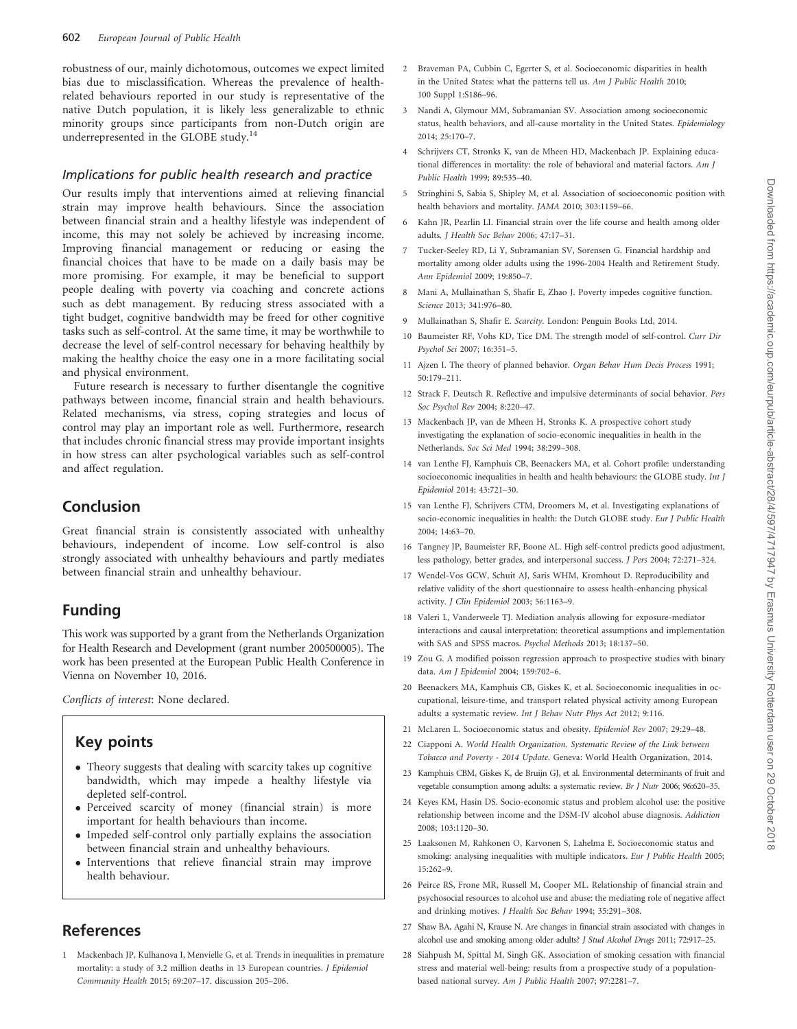robustness of our, mainly dichotomous, outcomes we expect limited bias due to misclassification. Whereas the prevalence of health-related behaviours reported in our study is representative of the native Dutch population, it is likely less generalizable to ethnic minority groups since participants from non-Dutch origin are underrepresented in the GLOBE study.[14]

### Implications for public health research and practice

Our results imply that interventions aimed at relieving financial strain may improve health behaviours. Since the association between financial strain and a healthy lifestyle was independent of income, this may not solely be achieved by increasing income. Improving financial management or reducing or easing the financial choices that have to be made on a daily basis may be more promising. For example, it may be beneficial to support people dealing with poverty via coaching and concrete actions such as debt management. By reducing stress associated with a tight budget, cognitive bandwidth may be freed for other cognitive tasks such as self-control. At the same time, it may be worthwhile to decrease the level of self-control necessary for behaving healthily by making the healthy choice the easy one in a more facilitating social and physical environment.

Future research is necessary to further disentangle the cognitive pathways between income, financial strain and health behaviours. Related mechanisms, via stress, coping strategies and locus of control may play an important role as well. Furthermore, research that includes chronic financial stress may provide important insights in how stress can alter psychological variables such as self-control and affect regulation.

## Conclusion

Great financial strain is consistently associated with unhealthy behaviours, independent of income. Low self-control is also strongly associated with unhealthy behaviours and partly mediates between financial strain and unhealthy behaviour.

## Funding

This work was supported by a grant from the Netherlands Organization for Health Research and Development (grant number 200500005). The work has been presented at the European Public Health Conference in Vienna on November 10, 2016.

*Conflicts of interest*: None declared.

## Key points

- Theory suggests that dealing with scarcity takes up cognitive bandwidth, which may impede a healthy lifestyle via depleted self-control.
- Perceived scarcity of money (financial strain) is more important for health behaviours than income.
- Impeded self-control only partially explains the association between financial strain and unhealthy behaviours.
- Interventions that relieve financial strain may improve health behaviour.

## References

1. Mackenbach JP, Kulhanova I, Menvielle G, et al. Trends in inequalities in premature mortality: a study of 3.2 million deaths in 13 European countries. *J Epidemiol Community Health* 2015; 69:207–17. discussion 205–206.
2. Braveman PA, Cubbin C, Egerter S, et al. Socioeconomic disparities in health in the United States: what the patterns tell us. *Am J Public Health* 2010; 100 Suppl 1:S186–96.
3. Nandi A, Glymour MM, Subramanian SV. Association among socioeconomic status, health behaviors, and all-cause mortality in the United States. *Epidemiology* 2014; 25:170–7.
4. Schrijvers CT, Stronks K, van de Mheen HD, Mackenbach JP. Explaining educational differences in mortality: the role of behavioral and material factors. *Am J Public Health* 1999; 89:535–40.
5. Stringhini S, Sabia S, Shipley M, et al. Association of socioeconomic position with health behaviors and mortality. *JAMA* 2010; 303:1159–66.
6. Kahn JR, Pearlin LI. Financial strain over the life course and health among older adults. *J Health Soc Behav* 2006; 47:17–31.
7. Tucker-Seeley RD, Li Y, Subramanian SV, Sorensen G. Financial hardship and mortality among older adults using the 1996-2004 Health and Retirement Study. *Ann Epidemiol* 2009; 19:850–7.
8. Mani A, Mullainathan S, Shafir E, Zhao J. Poverty impedes cognitive function. *Science* 2013; 341:976–80.
9. Mullainathan S, Shafir E. *Scarcity*. London: Penguin Books Ltd, 2014.
10. Baumeister RF, Vohs KD, Tice DM. The strength model of self-control. *Curr Dir Psychol Sci* 2007; 16:351–5.
11. Ajzen I. The theory of planned behavior. *Organ Behav Hum Decis Process* 1991; 50:179–211.
12. Strack F, Deutsch R. Reflective and impulsive determinants of social behavior. *Pers Soc Psychol Rev* 2004; 8:220–47.
13. Mackenbach JP, van de Mheen H, Stronks K. A prospective cohort study investigating the explanation of socio-economic inequalities in health in the Netherlands. *Soc Sci Med* 1994; 38:299–308.
14. van Lenthe FJ, Kamphuis CB, Beenackers MA, et al. Cohort profile: understanding socioeconomic inequalities in health and health behaviours: the GLOBE study. *Int J Epidemiol* 2014; 43:721–30.
15. van Lenthe FJ, Schrijvers CTM, Droomers M, et al. Investigating explanations of socio-economic inequalities in health: the Dutch GLOBE study. *Eur J Public Health* 2004; 14:63–70.
16. Tangney JP, Baumeister RF, Boone AL. High self-control predicts good adjustment, less pathology, better grades, and interpersonal success. *J Pers* 2004; 72:271–324.
17. Wendel-Vos GCW, Schuit AJ, Saris WHM, Kromhout D. Reproducibility and relative validity of the short questionnaire to assess health-enhancing physical activity. *J Clin Epidemiol* 2003; 56:1163–9.
18. Valeri L, Vanderweele TJ. Mediation analysis allowing for exposure-mediator interactions and causal interpretation: theoretical assumptions and implementation with SAS and SPSS macros. *Psychol Methods* 2013; 18:137–50.
19. Zou G. A modified poisson regression approach to prospective studies with binary data. *Am J Epidemiol* 2004; 159:702–6.
20. Beenackers MA, Kamphuis CB, Giskes K, et al. Socioeconomic inequalities in occupational, leisure-time, and transport related physical activity among European adults: a systematic review. *Int J Behav Nutr Phys Act* 2012; 9:116.
21. McLaren L. Socioeconomic status and obesity. *Epidemiol Rev* 2007; 29:29–48.
22. Ciapponi A. *World Health Organization. Systematic Review of the Link between Tobacco and Poverty - 2014 Update*. Geneva: World Health Organization, 2014.
23. Kamphuis CBM, Giskes K, de Bruijn GJ, et al. Environmental determinants of fruit and vegetable consumption among adults: a systematic review. *Br J Nutr* 2006; 96:620–35.
24. Keyes KM, Hasin DS. Socio-economic status and problem alcohol use: the positive relationship between income and the DSM-IV alcohol abuse diagnosis. *Addiction* 2008; 103:1120–30.
25. Laaksonen M, Rahkonen O, Karvonen S, Lahelma E. Socioeconomic status and smoking: analysing inequalities with multiple indicators. *Eur J Public Health* 2005; 15:262–9.
26. Peirce RS, Frone MR, Russell M, Cooper ML. Relationship of financial strain and psychosocial resources to alcohol use and abuse: the mediating role of negative affect and drinking motives. *J Health Soc Behav* 1994; 35:291–308.
27. Shaw BA, Agahi N, Krause N. Are changes in financial strain associated with changes in alcohol use and smoking among older adults? *J Stud Alcohol Drugs* 2011; 72:917–25.
28. Siahpush M, Spittal M, Singh GK. Association of smoking cessation with financial stress and material well-being: results from a prospective study of a population-based national survey. *Am J Public Health* 2007; 97:2281–7.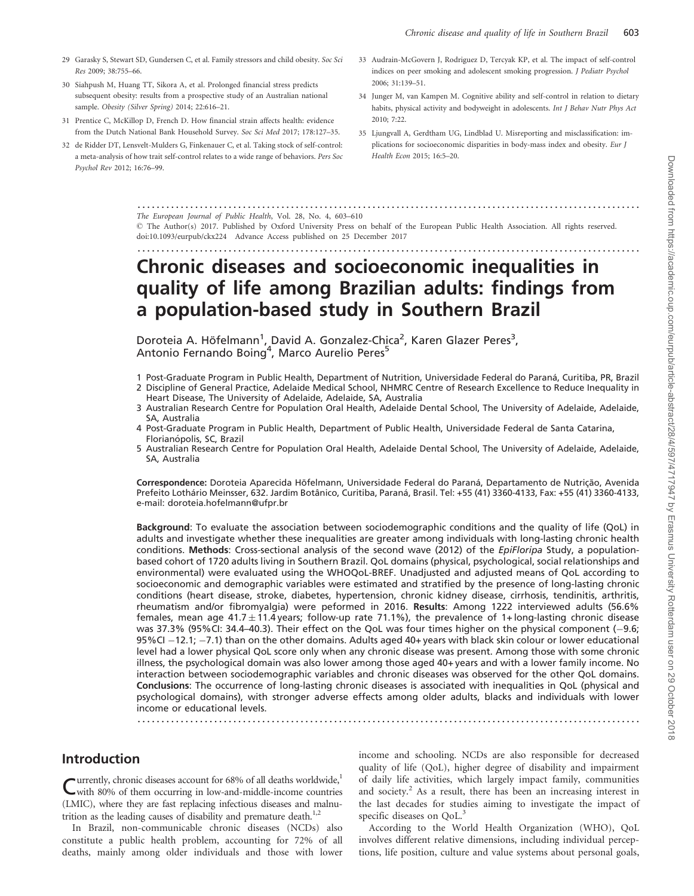29 Garasky S, Stewart SD, Gundersen C, et al. Family stressors and child obesity. *Soc Sci Res* 2009; 38:755–66.

30 Siahpush M, Huang TT, Sikora A, et al. Prolonged financial stress predicts subsequent obesity: results from a prospective study of an Australian national sample. *Obesity (Silver Spring)* 2014; 22:616–21.

31 Prentice C, McKillop D, French D. How financial strain affects health: evidence from the Dutch National Bank Household Survey. *Soc Sci Med* 2017; 178:127–35.

32 de Ridder DT, Lensvelt-Mulders G, Finkenauer C, et al. Taking stock of self-control: a meta-analysis of how trait self-control relates to a wide range of behaviors. *Pers Soc Psychol Rev* 2012; 16:76–99.

33 Audrain-McGovern J, Rodriguez D, Tercyak KP, et al. The impact of self-control indices on peer smoking and adolescent smoking progression. *J Pediatr Psychol* 2006; 31:139–51.

34 Junger M, van Kampen M. Cognitive ability and self-control in relation to dietary habits, physical activity and bodyweight in adolescents. *Int J Behav Nutr Phys Act* 2010; 7:22.

35 Ljungvall A, Gerdtham UG, Lindblad U. Misreporting and misclassification: implications for socioeconomic disparities in body-mass index and obesity. *Eur J Health Econ* 2015; 16:5–20.

---

*The European Journal of Public Health*, Vol. 28, No. 4, 603–610
© The Author(s) 2017. Published by Oxford University Press on behalf of the European Public Health Association. All rights reserved.
doi:10.1093/eurpub/ckx224 Advance Access published on 25 December 2017

---

# Chronic diseases and socioeconomic inequalities in quality of life among Brazilian adults: findings from a population-based study in Southern Brazil

Doroteia A. Höfelmann[1], David A. Gonzalez-Chica[2], Karen Glazer Peres[3], Antonio Fernando Boing[4], Marco Aurelio Peres[5]

1 Post-Graduate Program in Public Health, Department of Nutrition, Universidade Federal do Paraná, Curitiba, PR, Brazil
2 Discipline of General Practice, Adelaide Medical School, NHMRC Centre of Research Excellence to Reduce Inequality in Heart Disease, The University of Adelaide, Adelaide, SA, Australia
3 Australian Research Centre for Population Oral Health, Adelaide Dental School, The University of Adelaide, Adelaide, SA, Australia
4 Post-Graduate Program in Public Health, Department of Public Health, Universidade Federal de Santa Catarina, Florianópolis, SC, Brazil
5 Australian Research Centre for Population Oral Health, Adelaide Dental School, The University of Adelaide, Adelaide, SA, Australia

**Correspondence:** Doroteia Aparecida Höfelmann, Universidade Federal do Paraná, Departamento de Nutrição, Avenida Prefeito Lothário Meinsser, 632. Jardim Botânico, Curitiba, Paraná, Brasil. Tel: +55 (41) 3360-4133, Fax: +55 (41) 3360-4133, e-mail: doroteia.hofelmann@ufpr.br

**Background**: To evaluate the association between sociodemographic conditions and the quality of life (QoL) in adults and investigate whether these inequalities are greater among individuals with long-lasting chronic health conditions. **Methods**: Cross-sectional analysis of the second wave (2012) of the *EpiFloripa* Study, a population-based cohort of 1720 adults living in Southern Brazil. QoL domains (physical, psychological, social relationships and environmental) were evaluated using the WHOQoL-BREF. Unadjusted and adjusted means of QoL according to socioeconomic and demographic variables were estimated and stratified by the presence of long-lasting chronic conditions (heart disease, stroke, diabetes, hypertension, chronic kidney disease, cirrhosis, tendinitis, arthritis, rheumatism and/or fibromyalgia) were peformed in 2016. **Results**: Among 1222 interviewed adults (56.6% females, mean age 41.7 ± 11.4 years; follow-up rate 71.1%), the prevalence of 1+ long-lasting chronic disease was 37.3% (95%CI: 34.4–40.3). Their effect on the QoL was four times higher on the physical component (−9.6; 95%CI −12.1; −7.1) than on the other domains. Adults aged 40+ years with black skin colour or lower educational level had a lower physical QoL score only when any chronic disease was present. Among those with some chronic illness, the psychological domain was also lower among those aged 40+ years and with a lower family income. No interaction between sociodemographic variables and chronic diseases was observed for the other QoL domains. **Conclusions**: The occurrence of long-lasting chronic diseases is associated with inequalities in QoL (physical and psychological domains), with stronger adverse effects among older adults, blacks and individuals with lower income or educational levels.

---

## Introduction

Currently, chronic diseases account for 68% of all deaths worldwide,[1] with 80% of them occurring in low-and-middle-income countries (LMIC), where they are fast replacing infectious diseases and malnutrition as the leading causes of disability and premature death.[1,2]

In Brazil, non-communicable chronic diseases (NCDs) also constitute a public health problem, accounting for 72% of all deaths, mainly among older individuals and those with lower income and schooling. NCDs are also responsible for decreased quality of life (QoL), higher degree of disability and impairment of daily life activities, which largely impact family, communities and society.[2] As a result, there has been an increasing interest in the last decades for studies aiming to investigate the impact of specific diseases on QoL.[3]

According to the World Health Organization (WHO), QoL involves different relative dimensions, including individual perceptions, life position, culture and value systems about personal goals,